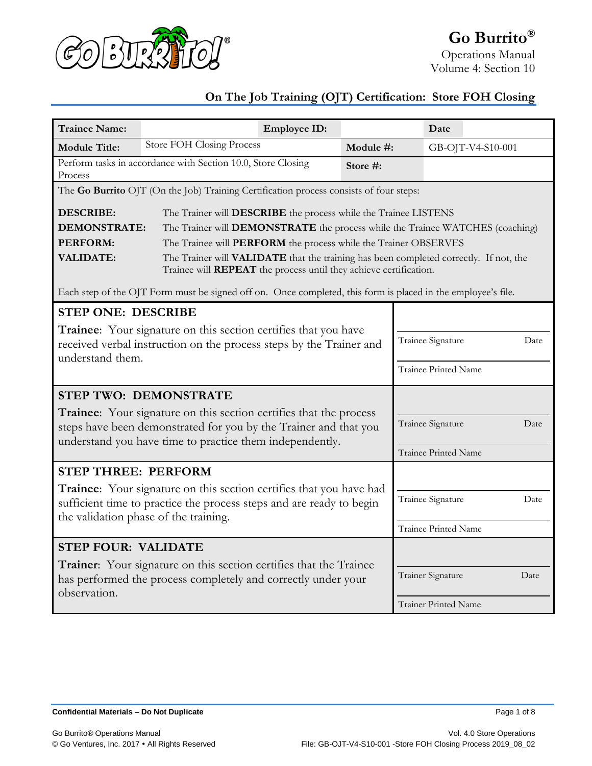# Go Burrito®

Operations Manual
Volume 4: Section 10

## On The Job Training (OJT) Certification: Store FOH Closing

| | | | | | |
|---|---|---|---|---|---|
| **Trainee Name:** | | **Employee ID:** | | **Date** | |
| **Module Title:** | Store FOH Closing Process | | **Module #:** | GB-OJT-V4-S10-001 | |
| Perform tasks in accordance with Section 10.0, Store Closing Process | | | **Store #:** | | |

The **Go Burrito** OJT (On the Job) Training Certification process consists of four steps:

| | |
|---|---|
| **DESCRIBE:** | The Trainer will **DESCRIBE** the process while the Trainee LISTENS |
| **DEMONSTRATE:** | The Trainer will **DEMONSTRATE** the process while the Trainee WATCHES (coaching) |
| **PERFORM:** | The Trainee will **PERFORM** the process while the Trainer OBSERVES |
| **VALIDATE:** | The Trainer will **VALIDATE** that the training has been completed correctly. If not, the Trainee will **REPEAT** the process until they achieve certification. |

Each step of the OJT Form must be signed off on. Once completed, this form is placed in the employee's file.

| | |
|---|---|
| **STEP ONE: DESCRIBE**<br>**Trainee**: Your signature on this section certifies that you have received verbal instruction on the process steps by the Trainer and understand them. | Trainee Signature Date<br><br>Trainee Printed Name |
| **STEP TWO: DEMONSTRATE**<br>**Trainee**: Your signature on this section certifies that the process steps have been demonstrated for you by the Trainer and that you understand you have time to practice them independently. | Trainee Signature Date<br><br>Trainee Printed Name |
| **STEP THREE: PERFORM**<br>**Trainee**: Your signature on this section certifies that you have had sufficient time to practice the process steps and are ready to begin the validation phase of the training. | Trainee Signature Date<br><br>Trainee Printed Name |
| **STEP FOUR: VALIDATE**<br>**Trainer**: Your signature on this section certifies that the Trainee has performed the process completely and correctly under your observation. | Trainer Signature Date<br><br>Trainer Printed Name |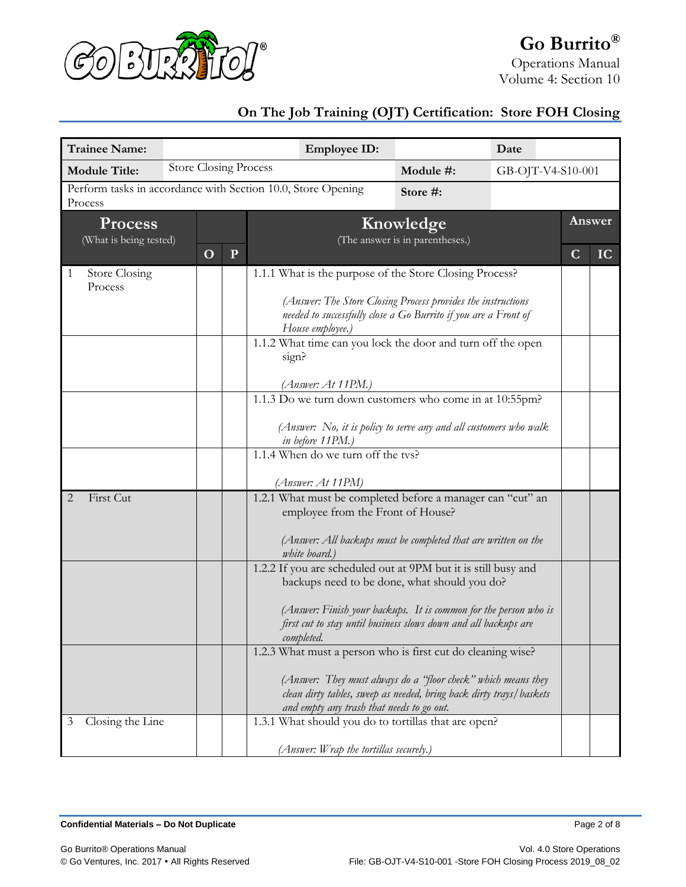## On The Job Training (OJT) Certification: Store FOH Closing

| | | | | | |
|---|---|---|---|---|---|
| **Trainee Name:** | | **Employee ID:** | | **Date** | |
| **Module Title:** | Store Closing Process | | **Module #:** | GB-OJT-V4-S10-001 | |
| Perform tasks in accordance with Section 10.0, Store Opening Process | | | **Store #:** | | |

| **Process** (What is being tested) | **O** | **P** | **Knowledge** (The answer is in parentheses.) | **Answer C** | **Answer IC** |
|---|---|---|---|---|---|
| 1 Store Closing Process | | | 1.1.1 What is the purpose of the Store Closing Process? *(Answer: The Store Closing Process provides the instructions needed to successfully close a Go Burrito if you are a Front of House employee.)* | | |
| | | | 1.1.2 What time can you lock the door and turn off the open sign? *(Answer: At 11PM.)* | | |
| | | | 1.1.3 Do we turn down customers who come in at 10:55pm? *(Answer: No, it is policy to serve any and all customers who walk in before 11PM.)* | | |
| | | | 1.1.4 When do we turn off the tvs? *(Answer: At 11PM)* | | |
| 2 First Cut | | | 1.2.1 What must be completed before a manager can "cut" an employee from the Front of House? *(Answer: All backups must be completed that are written on the white board.)* | | |
| | | | 1.2.2 If you are scheduled out at 9PM but it is still busy and backups need to be done, what should you do? *(Answer: Finish your backups. It is common for the person who is first cut to stay until business slows down and all backups are completed.* | | |
| | | | 1.2.3 What must a person who is first cut do cleaning wise? *(Answer: They must always do a "floor check" which means they clean dirty tables, sweep as needed, bring back dirty trays/baskets and empty any trash that needs to go out.* | | |
| 3 Closing the Line | | | 1.3.1 What should you do to tortillas that are open? *(Answer: Wrap the tortillas securely.)* | | |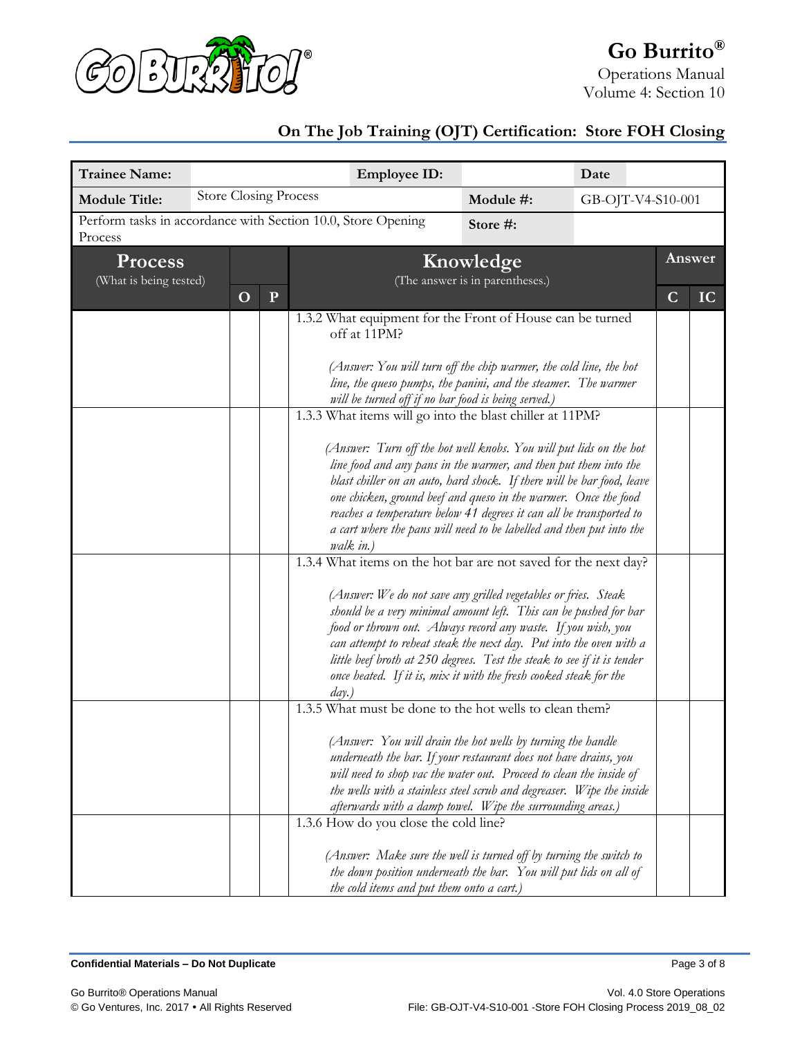## On The Job Training (OJT) Certification: Store FOH Closing

| Trainee Name: | | Employee ID: | | Date | |
|---|---|---|---|---|---|
| Module Title: | Store Closing Process | | Module #: | GB-OJT-V4-S10-001 | |
| Perform tasks in accordance with Section 10.0, Store Opening Process | | | Store #: | | |

| Process (What is being tested) | O | P | Knowledge (The answer is in parentheses.) | Answer C | Answer IC |
|---|---|---|---|---|---|
| | | | 1.3.2 What equipment for the Front of House can be turned off at 11PM? *(Answer: You will turn off the chip warmer, the cold line, the hot line, the queso pumps, the panini, and the steamer. The warmer will be turned off if no bar food is being served.)* | | |
| | | | 1.3.3 What items will go into the blast chiller at 11PM? *(Answer: Turn off the hot well knobs. You will put lids on the hot line food and any pans in the warmer, and then put them into the blast chiller on an auto, hard shock. If there will be bar food, leave one chicken, ground beef and queso in the warmer. Once the food reaches a temperature below 41 degrees it can all be transported to a cart where the pans will need to be labelled and then put into the walk in.)* | | |
| | | | 1.3.4 What items on the hot bar are not saved for the next day? *(Answer: We do not save any grilled vegetables or fries. Steak should be a very minimal amount left. This can be pushed for bar food or thrown out. Always record any waste. If you wish, you can attempt to reheat steak the next day. Put into the oven with a little beef broth at 250 degrees. Test the steak to see if it is tender once heated. If it is, mix it with the fresh cooked steak for the day.)* | | |
| | | | 1.3.5 What must be done to the hot wells to clean them? *(Answer: You will drain the hot wells by turning the handle underneath the bar. If your restaurant does not have drains, you will need to shop vac the water out. Proceed to clean the inside of the wells with a stainless steel scrub and degreaser. Wipe the inside afterwards with a damp towel. Wipe the surrounding areas.)* | | |
| | | | 1.3.6 How do you close the cold line? *(Answer: Make sure the well is turned off by turning the switch to the down position underneath the bar. You will put lids on all of the cold items and put them onto a cart.)* | | |

**Confidential Materials – Do Not Duplicate**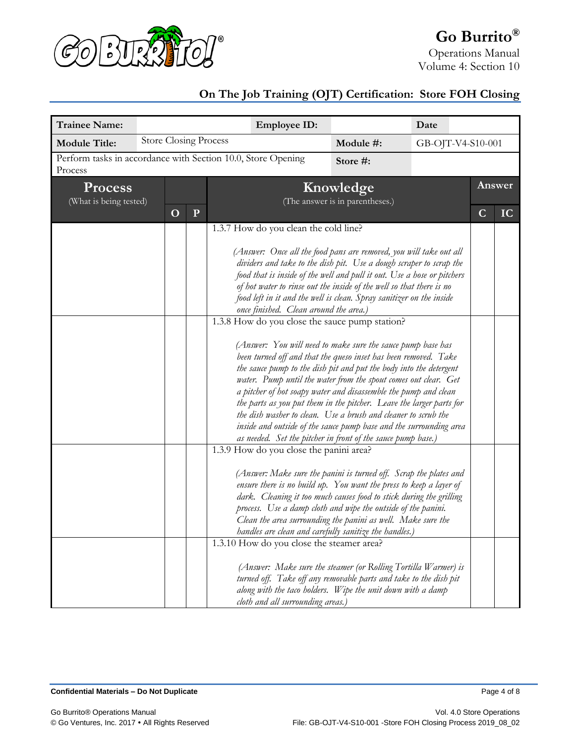## On The Job Training (OJT) Certification: Store FOH Closing

| **Trainee Name:** | | **Employee ID:** | | **Date** | |
|---|---|---|---|---|---|
| **Module Title:** | Store Closing Process | | **Module #:** | GB-OJT-V4-S10-001 | |
| Perform tasks in accordance with Section 10.0, Store Opening Process | | | **Store #:** | | |

| **Process** (What is being tested) | **O** | **P** | **Knowledge** (The answer is in parentheses.) | **Answer C** | **Answer IC** |
|---|---|---|---|---|---|
| | | | 1.3.7 How do you clean the cold line? *(Answer: Once all the food pans are removed, you will take out all dividers and take to the dish pit. Use a dough scraper to scrap the food that is inside of the well and pull it out. Use a hose or pitchers of hot water to rinse out the inside of the well so that there is no food left in it and the well is clean. Spray sanitizer on the inside once finished. Clean around the area.)* | | |
| | | | 1.3.8 How do you close the sauce pump station? *(Answer: You will need to make sure the sauce pump base has been turned off and that the queso inset has been removed. Take the sauce pump to the dish pit and put the body into the detergent water. Pump until the water from the spout comes out clear. Get a pitcher of hot soapy water and disassemble the pump and clean the parts as you put them in the pitcher. Leave the larger parts for the dish washer to clean. Use a brush and cleaner to scrub the inside and outside of the sauce pump base and the surrounding area as needed. Set the pitcher in front of the sauce pump base.)* | | |
| | | | 1.3.9 How do you close the panini area? *(Answer: Make sure the panini is turned off. Scrap the plates and ensure there is no build up. You want the press to keep a layer of dark. Cleaning it too much causes food to stick during the grilling process. Use a damp cloth and wipe the outside of the panini. Clean the area surrounding the panini as well. Make sure the handles are clean and carefully sanitize the handles.)* | | |
| | | | 1.3.10 How do you close the steamer area? *(Answer: Make sure the steamer (or Rolling Tortilla Warmer) is turned off. Take off any removable parts and take to the dish pit along with the taco holders. Wipe the unit down with a damp cloth and all surrounding areas.)* | | |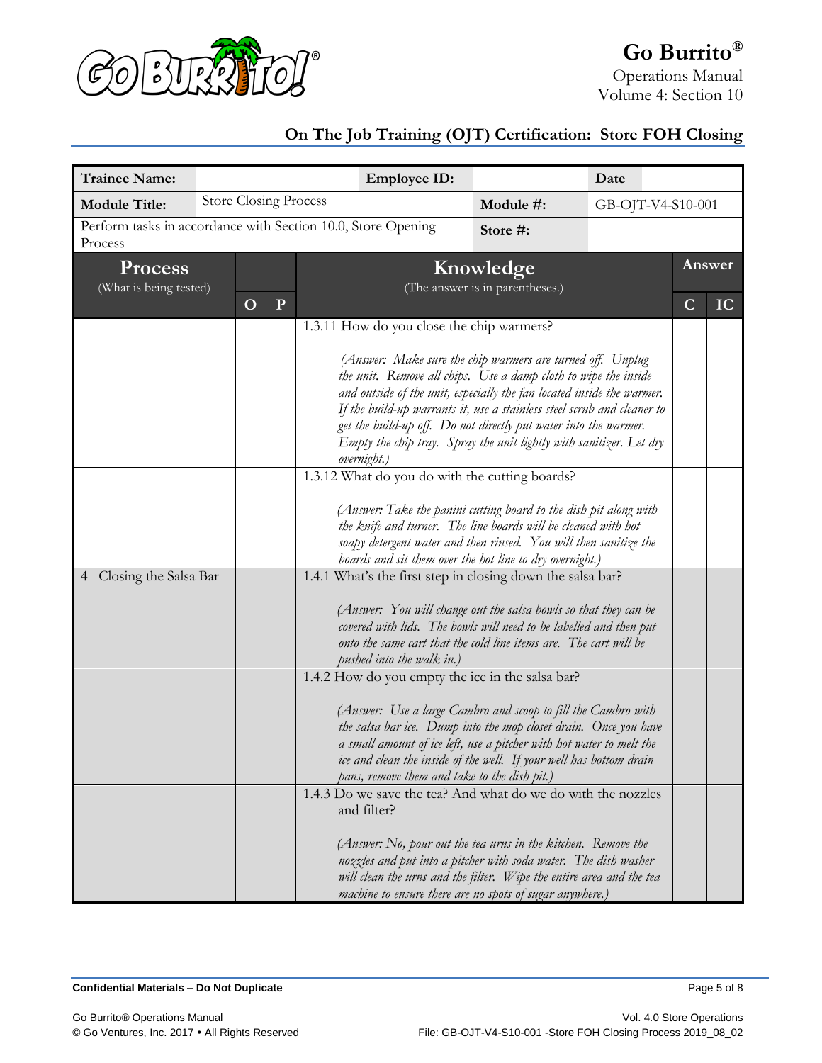## On The Job Training (OJT) Certification: Store FOH Closing

| | | | | | |
|---|---|---|---|---|---|
| **Trainee Name:** | | **Employee ID:** | | **Date** | |
| **Module Title:** | Store Closing Process | | **Module #:** | GB-OJT-V4-S10-001 | |
| Perform tasks in accordance with Section 10.0, Store Opening Process | | | **Store #:** | | |

| **Process** (What is being tested) | **O** | **P** | **Knowledge** (The answer is in parentheses.) | **Answer C** | **Answer IC** |
|---|---|---|---|---|---|
| | | | 1.3.11 How do you close the chip warmers? *(Answer: Make sure the chip warmers are turned off. Unplug the unit. Remove all chips. Use a damp cloth to wipe the inside and outside of the unit, especially the fan located inside the warmer. If the build-up warrants it, use a stainless steel scrub and cleaner to get the build-up off. Do not directly put water into the warmer. Empty the chip tray. Spray the unit lightly with sanitizer. Let dry overnight.)* | | |
| | | | 1.3.12 What do you do with the cutting boards? *(Answer: Take the panini cutting board to the dish pit along with the knife and turner. The line boards will be cleaned with hot soapy detergent water and then rinsed. You will then sanitize the boards and sit them over the hot line to dry overnight.)* | | |
| 4 Closing the Salsa Bar | | | 1.4.1 What's the first step in closing down the salsa bar? *(Answer: You will change out the salsa bowls so that they can be covered with lids. The bowls will need to be labelled and then put onto the same cart that the cold line items are. The cart will be pushed into the walk in.)* | | |
| | | | 1.4.2 How do you empty the ice in the salsa bar? *(Answer: Use a large Cambro and scoop to fill the Cambro with the salsa bar ice. Dump into the mop closet drain. Once you have a small amount of ice left, use a pitcher with hot water to melt the ice and clean the inside of the well. If your well has bottom drain pans, remove them and take to the dish pit.)* | | |
| | | | 1.4.3 Do we save the tea? And what do we do with the nozzles and filter? *(Answer: No, pour out the tea urns in the kitchen. Remove the nozzles and put into a pitcher with soda water. The dish washer will clean the urns and the filter. Wipe the entire area and the tea machine to ensure there are no spots of sugar anywhere.)* | | |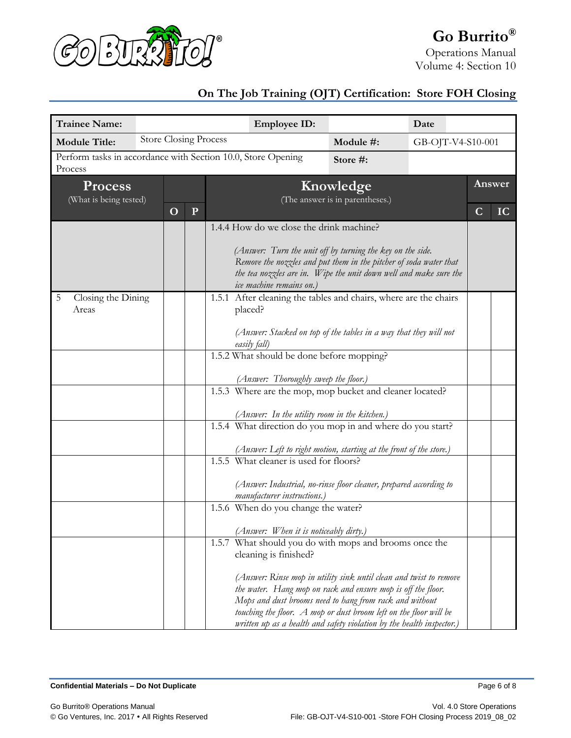## On The Job Training (OJT) Certification: Store FOH Closing

| | | | | | |
|---|---|---|---|---|---|
| **Trainee Name:** | | **Employee ID:** | | **Date** | |
| **Module Title:** | Store Closing Process | | **Module #:** | GB-OJT-V4-S10-001 | |
| Perform tasks in accordance with Section 10.0, Store Opening Process | | | **Store #:** | | |

| **Process** (What is being tested) | **O** | **P** | **Knowledge** (The answer is in parentheses.) | **Answer C** | **Answer IC** |
|---|---|---|---|---|---|
| | | | 1.4.4 How do we close the drink machine? *(Answer: Turn the unit off by turning the key on the side. Remove the nozzles and put them in the pitcher of soda water that the tea nozzles are in. Wipe the unit down well and make sure the ice machine remains on.)* | | |
| 5 Closing the Dining Areas | | | 1.5.1 After cleaning the tables and chairs, where are the chairs placed? *(Answer: Stacked on top of the tables in a way that they will not easily fall)* | | |
| | | | 1.5.2 What should be done before mopping? *(Answer: Thoroughly sweep the floor.)* | | |
| | | | 1.5.3 Where are the mop, mop bucket and cleaner located? *(Answer: In the utility room in the kitchen.)* | | |
| | | | 1.5.4 What direction do you mop in and where do you start? *(Answer: Left to right motion, starting at the front of the store.)* | | |
| | | | 1.5.5 What cleaner is used for floors? *(Answer: Industrial, no-rinse floor cleaner, prepared according to manufacturer instructions.)* | | |
| | | | 1.5.6 When do you change the water? *(Answer: When it is noticeably dirty.)* | | |
| | | | 1.5.7 What should you do with mops and brooms once the cleaning is finished? *(Answer: Rinse mop in utility sink until clean and twist to remove the water. Hang mop on rack and ensure mop is off the floor. Mops and dust brooms need to hang from rack and without touching the floor. A mop or dust broom left on the floor will be written up as a health and safety violation by the health inspector.)* | | |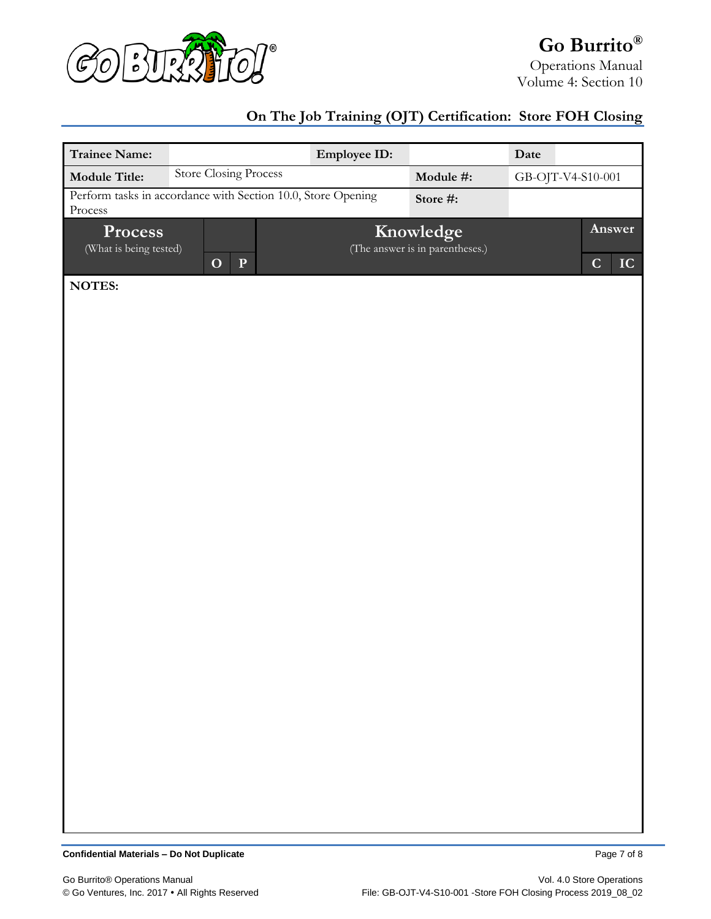## On The Job Training (OJT) Certification: Store FOH Closing

| | | | | | | | | |
|---|---|---|---|---|---|---|---|---|
| **Trainee Name:** | | | **Employee ID:** | | **Date** | | | |
| **Module Title:** | Store Closing Process | | | **Module #:** | GB-OJT-V4-S10-001 | | | |
| Perform tasks in accordance with Section 10.0, Store Opening Process | | | | **Store #:** | | | | |
| **Process** (What is being tested) | **O** | **P** | **Knowledge** (The answer is in parentheses.) | | | | **Answer** **C** | **IC** |

**NOTES:**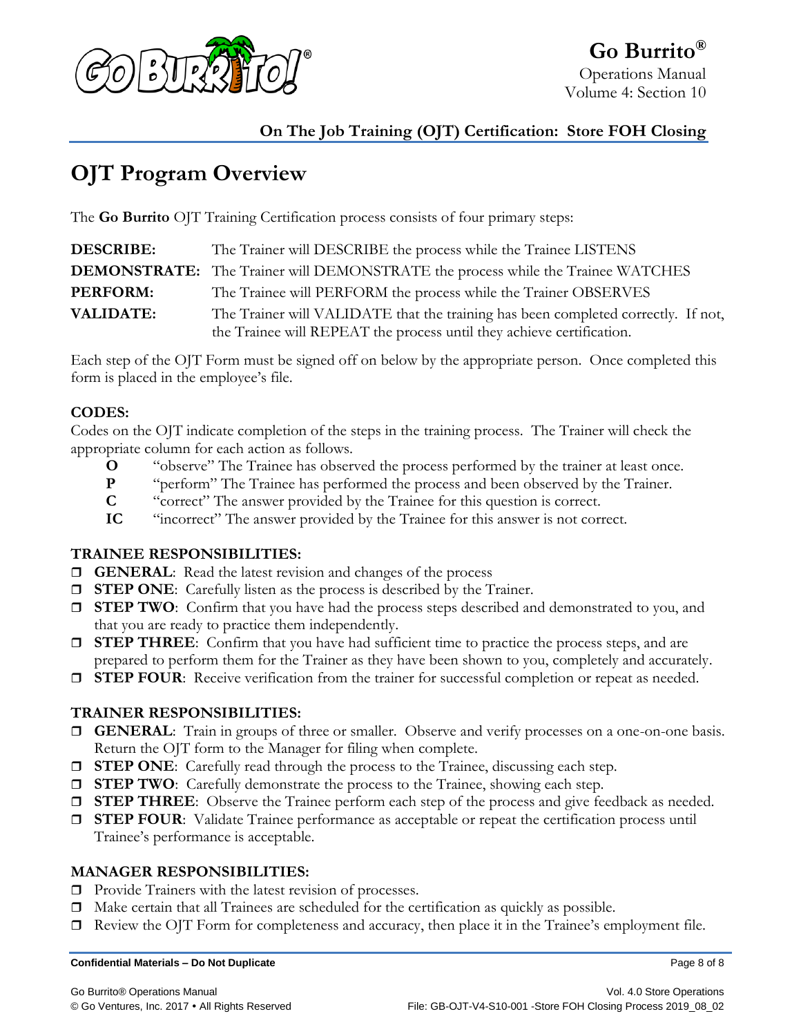## On The Job Training (OJT) Certification: Store FOH Closing

# OJT Program Overview

The **Go Burrito** OJT Training Certification process consists of four primary steps:

| | |
|---|---|
| **DESCRIBE:** | The Trainer will DESCRIBE the process while the Trainee LISTENS |
| **DEMONSTRATE:** | The Trainer will DEMONSTRATE the process while the Trainee WATCHES |
| **PERFORM:** | The Trainee will PERFORM the process while the Trainer OBSERVES |
| **VALIDATE:** | The Trainer will VALIDATE that the training has been completed correctly. If not, the Trainee will REPEAT the process until they achieve certification. |

Each step of the OJT Form must be signed off on below by the appropriate person. Once completed this form is placed in the employee's file.

### CODES:

Codes on the OJT indicate completion of the steps in the training process. The Trainer will check the appropriate column for each action as follows.

- **O** "observe" The Trainee has observed the process performed by the trainer at least once.
- **P** "perform" The Trainee has performed the process and been observed by the Trainer.
- **C** "correct" The answer provided by the Trainee for this question is correct.
- **IC** "incorrect" The answer provided by the Trainee for this answer is not correct.

### TRAINEE RESPONSIBILITIES:

- ☐ **GENERAL**: Read the latest revision and changes of the process
- ☐ **STEP ONE**: Carefully listen as the process is described by the Trainer.
- ☐ **STEP TWO**: Confirm that you have had the process steps described and demonstrated to you, and that you are ready to practice them independently.
- ☐ **STEP THREE**: Confirm that you have had sufficient time to practice the process steps, and are prepared to perform them for the Trainer as they have been shown to you, completely and accurately.
- ☐ **STEP FOUR**: Receive verification from the trainer for successful completion or repeat as needed.

### TRAINER RESPONSIBILITIES:

- ☐ **GENERAL**: Train in groups of three or smaller. Observe and verify processes on a one-on-one basis. Return the OJT form to the Manager for filing when complete.
- ☐ **STEP ONE**: Carefully read through the process to the Trainee, discussing each step.
- ☐ **STEP TWO**: Carefully demonstrate the process to the Trainee, showing each step.
- ☐ **STEP THREE**: Observe the Trainee perform each step of the process and give feedback as needed.
- ☐ **STEP FOUR**: Validate Trainee performance as acceptable or repeat the certification process until Trainee's performance is acceptable.

### MANAGER RESPONSIBILITIES:

- ☐ Provide Trainers with the latest revision of processes.
- ☐ Make certain that all Trainees are scheduled for the certification as quickly as possible.
- ☐ Review the OJT Form for completeness and accuracy, then place it in the Trainee's employment file.